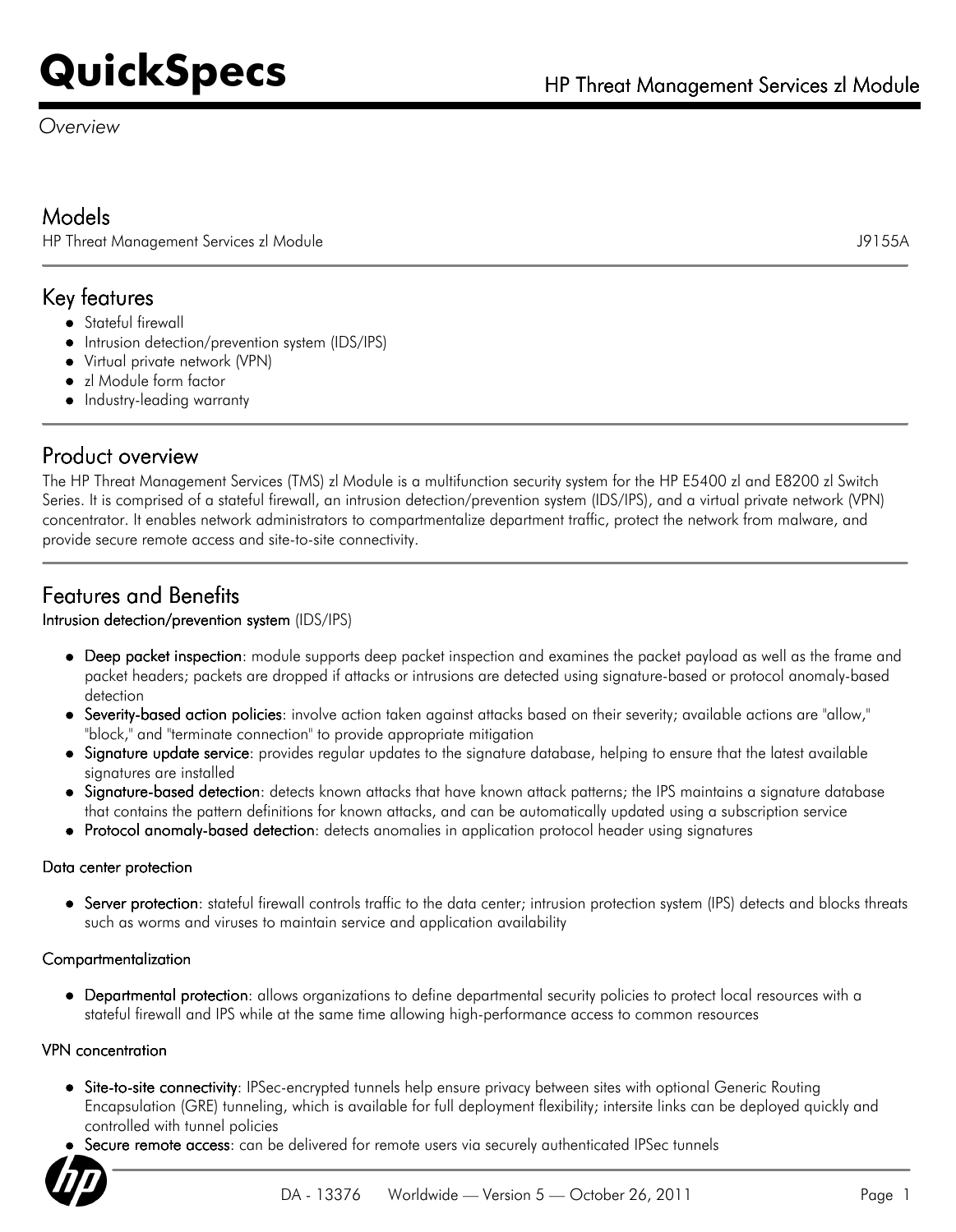# QuickSpecs

## HP Threat Management Services zl Module

*Overview*

## Models

| | |
|---|---|
| HP Threat Management Services zl Module | J9155A |

## Key features

- Stateful firewall
- Intrusion detection/prevention system (IDS/IPS)
- Virtual private network (VPN)
- zl Module form factor
- Industry-leading warranty

## Product overview

The HP Threat Management Services (TMS) zl Module is a multifunction security system for the HP E5400 zl and E8200 zl Switch Series. It is comprised of a stateful firewall, an intrusion detection/prevention system (IDS/IPS), and a virtual private network (VPN) concentrator. It enables network administrators to compartmentalize department traffic, protect the network from malware, and provide secure remote access and site-to-site connectivity.

## Features and Benefits

### Intrusion detection/prevention system (IDS/IPS)

- **Deep packet inspection**: module supports deep packet inspection and examines the packet payload as well as the frame and packet headers; packets are dropped if attacks or intrusions are detected using signature-based or protocol anomaly-based detection
- **Severity-based action policies**: involve action taken against attacks based on their severity; available actions are "allow," "block," and "terminate connection" to provide appropriate mitigation
- **Signature update service**: provides regular updates to the signature database, helping to ensure that the latest available signatures are installed
- **Signature-based detection**: detects known attacks that have known attack patterns; the IPS maintains a signature database that contains the pattern definitions for known attacks, and can be automatically updated using a subscription service
- **Protocol anomaly-based detection**: detects anomalies in application protocol header using signatures

### Data center protection

- **Server protection**: stateful firewall controls traffic to the data center; intrusion protection system (IPS) detects and blocks threats such as worms and viruses to maintain service and application availability

### Compartmentalization

- **Departmental protection**: allows organizations to define departmental security policies to protect local resources with a stateful firewall and IPS while at the same time allowing high-performance access to common resources

### VPN concentration

- **Site-to-site connectivity**: IPSec-encrypted tunnels help ensure privacy between sites with optional Generic Routing Encapsulation (GRE) tunneling, which is available for full deployment flexibility; intersite links can be deployed quickly and controlled with tunnel policies
- **Secure remote access**: can be delivered for remote users via securely authenticated IPSec tunnels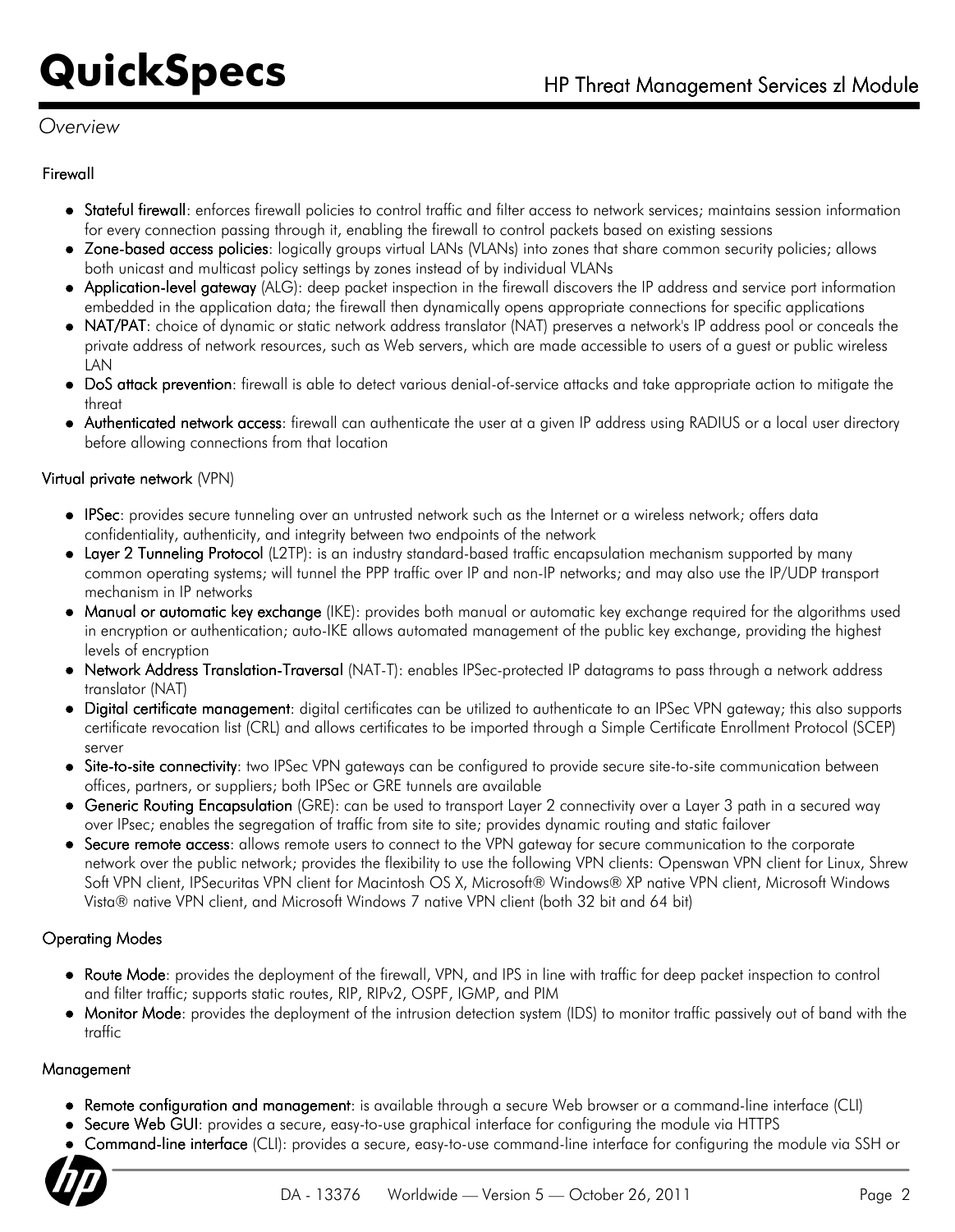*Overview*

### Firewall

- **Stateful firewall**: enforces firewall policies to control traffic and filter access to network services; maintains session information for every connection passing through it, enabling the firewall to control packets based on existing sessions
- **Zone-based access policies**: logically groups virtual LANs (VLANs) into zones that share common security policies; allows both unicast and multicast policy settings by zones instead of by individual VLANs
- **Application-level gateway** (ALG): deep packet inspection in the firewall discovers the IP address and service port information embedded in the application data; the firewall then dynamically opens appropriate connections for specific applications
- **NAT/PAT**: choice of dynamic or static network address translator (NAT) preserves a network's IP address pool or conceals the private address of network resources, such as Web servers, which are made accessible to users of a guest or public wireless LAN
- **DoS attack prevention**: firewall is able to detect various denial-of-service attacks and take appropriate action to mitigate the threat
- **Authenticated network access**: firewall can authenticate the user at a given IP address using RADIUS or a local user directory before allowing connections from that location

### Virtual private network (VPN)

- **IPSec**: provides secure tunneling over an untrusted network such as the Internet or a wireless network; offers data confidentiality, authenticity, and integrity between two endpoints of the network
- **Layer 2 Tunneling Protocol** (L2TP): is an industry standard-based traffic encapsulation mechanism supported by many common operating systems; will tunnel the PPP traffic over IP and non-IP networks; and may also use the IP/UDP transport mechanism in IP networks
- **Manual or automatic key exchange** (IKE): provides both manual or automatic key exchange required for the algorithms used in encryption or authentication; auto-IKE allows automated management of the public key exchange, providing the highest levels of encryption
- **Network Address Translation-Traversal** (NAT-T): enables IPSec-protected IP datagrams to pass through a network address translator (NAT)
- **Digital certificate management**: digital certificates can be utilized to authenticate to an IPSec VPN gateway; this also supports certificate revocation list (CRL) and allows certificates to be imported through a Simple Certificate Enrollment Protocol (SCEP) server
- **Site-to-site connectivity**: two IPSec VPN gateways can be configured to provide secure site-to-site communication between offices, partners, or suppliers; both IPSec or GRE tunnels are available
- **Generic Routing Encapsulation** (GRE): can be used to transport Layer 2 connectivity over a Layer 3 path in a secured way over IPsec; enables the segregation of traffic from site to site; provides dynamic routing and static failover
- **Secure remote access**: allows remote users to connect to the VPN gateway for secure communication to the corporate network over the public network; provides the flexibility to use the following VPN clients: Openswan VPN client for Linux, Shrew Soft VPN client, IPSecuritas VPN client for Macintosh OS X, Microsoft® Windows® XP native VPN client, Microsoft Windows Vista® native VPN client, and Microsoft Windows 7 native VPN client (both 32 bit and 64 bit)

### Operating Modes

- **Route Mode**: provides the deployment of the firewall, VPN, and IPS in line with traffic for deep packet inspection to control and filter traffic; supports static routes, RIP, RIPv2, OSPF, IGMP, and PIM
- **Monitor Mode**: provides the deployment of the intrusion detection system (IDS) to monitor traffic passively out of band with the traffic

### Management

- **Remote configuration and management**: is available through a secure Web browser or a command-line interface (CLI)
- **Secure Web GUI**: provides a secure, easy-to-use graphical interface for configuring the module via HTTPS
- **Command-line interface** (CLI): provides a secure, easy-to-use command-line interface for configuring the module via SSH or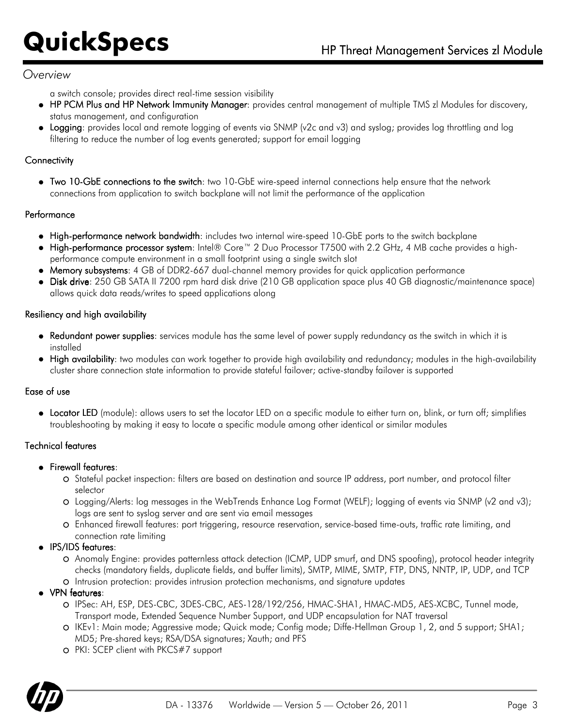## Overview

a switch console; provides direct real-time session visibility

- **HP PCM Plus and HP Network Immunity Manager**: provides central management of multiple TMS zl Modules for discovery, status management, and configuration
- **Logging**: provides local and remote logging of events via SNMP (v2c and v3) and syslog; provides log throttling and log filtering to reduce the number of log events generated; support for email logging

### Connectivity

- **Two 10-GbE connections to the switch**: two 10-GbE wire-speed internal connections help ensure that the network connections from application to switch backplane will not limit the performance of the application

### Performance

- **High-performance network bandwidth**: includes two internal wire-speed 10-GbE ports to the switch backplane
- **High-performance processor system**: Intel® Core™ 2 Duo Processor T7500 with 2.2 GHz, 4 MB cache provides a high-performance compute environment in a small footprint using a single switch slot
- **Memory subsystems**: 4 GB of DDR2-667 dual-channel memory provides for quick application performance
- **Disk drive**: 250 GB SATA II 7200 rpm hard disk drive (210 GB application space plus 40 GB diagnostic/maintenance space) allows quick data reads/writes to speed applications along

### Resiliency and high availability

- **Redundant power supplies**: services module has the same level of power supply redundancy as the switch in which it is installed
- **High availability**: two modules can work together to provide high availability and redundancy; modules in the high-availability cluster share connection state information to provide stateful failover; active-standby failover is supported

### Ease of use

- **Locator LED** (module): allows users to set the locator LED on a specific module to either turn on, blink, or turn off; simplifies troubleshooting by making it easy to locate a specific module among other identical or similar modules

### Technical features

- **Firewall features**:
  - Stateful packet inspection: filters are based on destination and source IP address, port number, and protocol filter selector
  - Logging/Alerts: log messages in the WebTrends Enhance Log Format (WELF); logging of events via SNMP (v2 and v3); logs are sent to syslog server and are sent via email messages
  - Enhanced firewall features: port triggering, resource reservation, service-based time-outs, traffic rate limiting, and connection rate limiting
- **IPS/IDS features**:
  - Anomaly Engine: provides patternless attack detection (ICMP, UDP smurf, and DNS spoofing), protocol header integrity checks (mandatory fields, duplicate fields, and buffer limits), SMTP, MIME, SMTP, FTP, DNS, NNTP, IP, UDP, and TCP
  - Intrusion protection: provides intrusion protection mechanisms, and signature updates
- **VPN features**:
  - IPSec: AH, ESP, DES-CBC, 3DES-CBC, AES-128/192/256, HMAC-SHA1, HMAC-MD5, AES-XCBC, Tunnel mode, Transport mode, Extended Sequence Number Support, and UDP encapsulation for NAT traversal
  - IKEv1: Main mode; Aggressive mode; Quick mode; Config mode; Diffe-Hellman Group 1, 2, and 5 support; SHA1; MD5; Pre-shared keys; RSA/DSA signatures; Xauth; and PFS
  - PKI: SCEP client with PKCS#7 support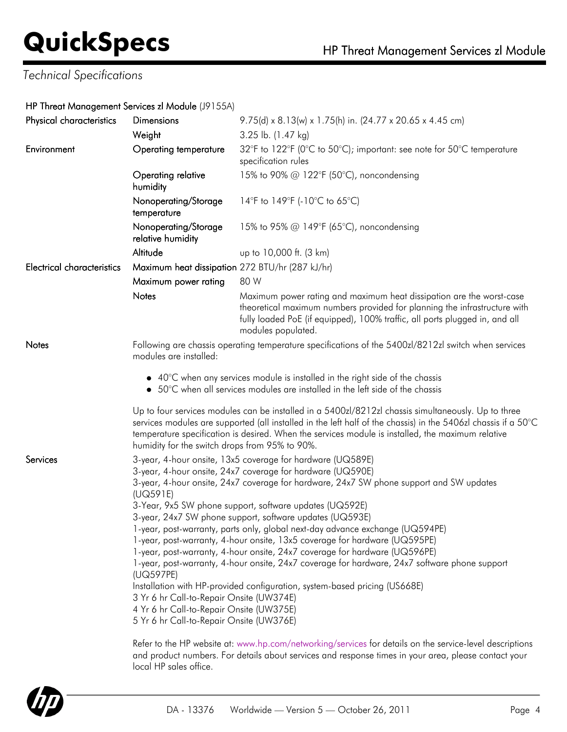## Technical Specifications

### HP Threat Management Services zl Module (J9155A)

| | | |
|---|---|---|
| Physical characteristics | Dimensions | 9.75(d) x 8.13(w) x 1.75(h) in. (24.77 x 20.65 x 4.45 cm) |
| | Weight | 3.25 lb. (1.47 kg) |
| Environment | Operating temperature | 32°F to 122°F (0°C to 50°C); important: see note for 50°C temperature specification rules |
| | Operating relative humidity | 15% to 90% @ 122°F (50°C), noncondensing |
| | Nonoperating/Storage temperature | 14°F to 149°F (-10°C to 65°C) |
| | Nonoperating/Storage relative humidity | 15% to 95% @ 149°F (65°C), noncondensing |
| | Altitude | up to 10,000 ft. (3 km) |
| Electrical characteristics | Maximum heat dissipation | 272 BTU/hr (287 kJ/hr) |
| | Maximum power rating | 80 W |
| | Notes | Maximum power rating and maximum heat dissipation are the worst-case theoretical maximum numbers provided for planning the infrastructure with fully loaded PoE (if equipped), 100% traffic, all ports plugged in, and all modules populated. |

**Notes**

Following are chassis operating temperature specifications of the 5400zl/8212zl switch when services modules are installed:

- 40°C when any services module is installed in the right side of the chassis
- 50°C when all services modules are installed in the left side of the chassis

Up to four services modules can be installed in a 5400zl/8212zl chassis simultaneously. Up to three services modules are supported (all installed in the left half of the chassis) in the 5406zl chassis if a 50°C temperature specification is desired. When the services module is installed, the maximum relative humidity for the switch drops from 95% to 90%.

**Services**

3-year, 4-hour onsite, 13x5 coverage for hardware (UQ589E)
3-year, 4-hour onsite, 24x7 coverage for hardware (UQ590E)
3-year, 4-hour onsite, 24x7 coverage for hardware, 24x7 SW phone support and SW updates (UQ591E)
3-Year, 9x5 SW phone support, software updates (UQ592E)
3-year, 24x7 SW phone support, software updates (UQ593E)
1-year, post-warranty, parts only, global next-day advance exchange (UQ594PE)
1-year, post-warranty, 4-hour onsite, 13x5 coverage for hardware (UQ595PE)
1-year, post-warranty, 4-hour onsite, 24x7 coverage for hardware (UQ596PE)
1-year, post-warranty, 4-hour onsite, 24x7 coverage for hardware, 24x7 software phone support (UQ597PE)
Installation with HP-provided configuration, system-based pricing (US668E)
3 Yr 6 hr Call-to-Repair Onsite (UW374E)
4 Yr 6 hr Call-to-Repair Onsite (UW375E)
5 Yr 6 hr Call-to-Repair Onsite (UW376E)

Refer to the HP website at: www.hp.com/networking/services for details on the service-level descriptions and product numbers. For details about services and response times in your area, please contact your local HP sales office.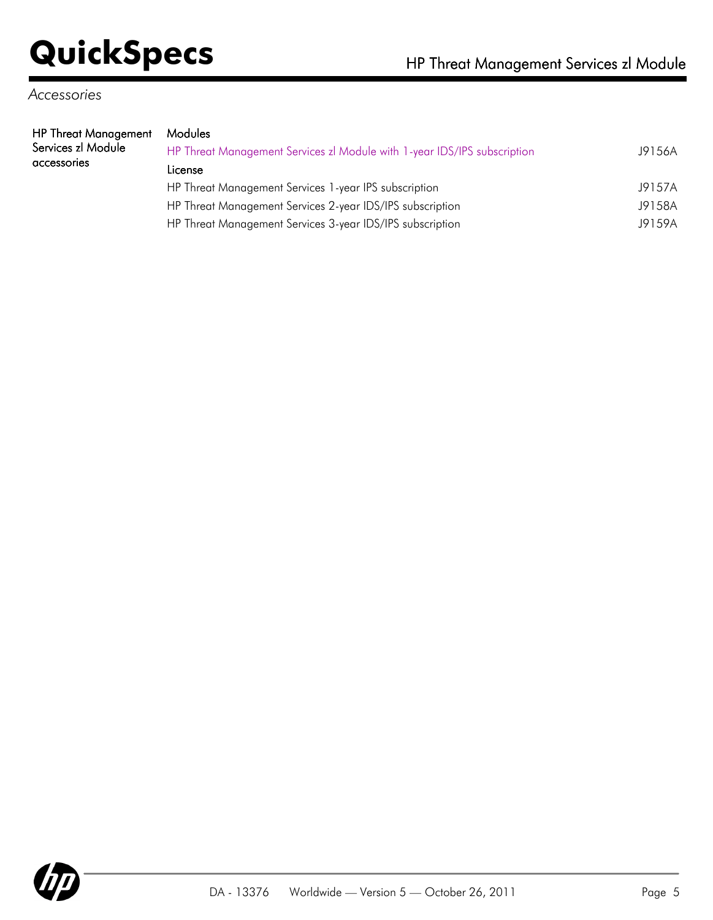*Accessories*

| HP Threat Management Services zl Module accessories | | |
|---|---|---|
| | **Modules** | |
| | HP Threat Management Services zl Module with 1-year IDS/IPS subscription | J9156A |
| | **License** | |
| | HP Threat Management Services 1-year IPS subscription | J9157A |
| | HP Threat Management Services 2-year IDS/IPS subscription | J9158A |
| | HP Threat Management Services 3-year IDS/IPS subscription | J9159A |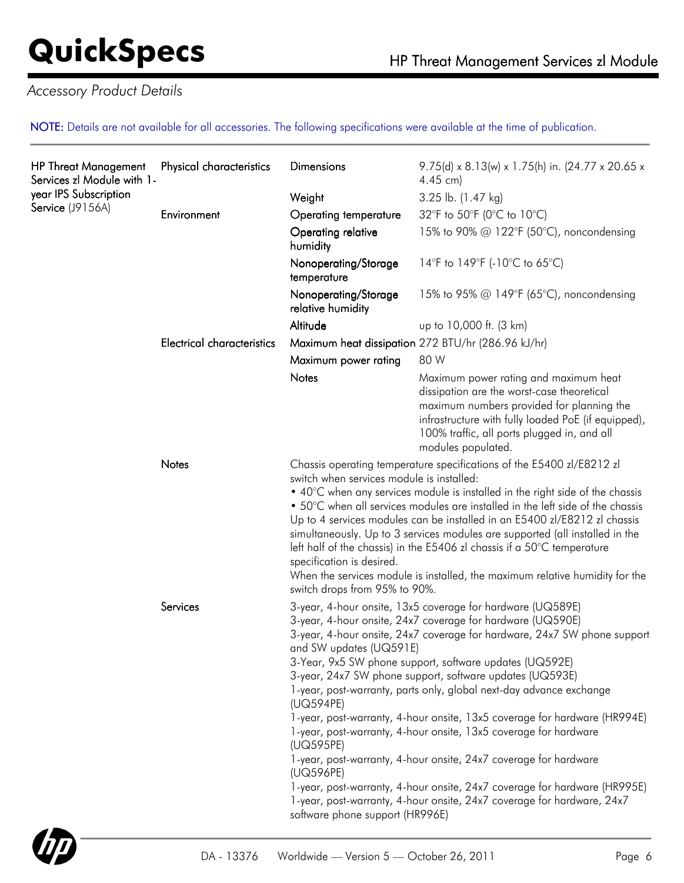*Accessory Product Details*

NOTE: Details are not available for all accessories. The following specifications were available at the time of publication.

| | | | |
|---|---|---|---|
| HP Threat Management Services zl Module with 1-year IPS Subscription Service (J9156A) | Physical characteristics | Dimensions | 9.75(d) x 8.13(w) x 1.75(h) in. (24.77 x 20.65 x 4.45 cm) |
| | | Weight | 3.25 lb. (1.47 kg) |
| | Environment | Operating temperature | 32°F to 50°F (0°C to 10°C) |
| | | Operating relative humidity | 15% to 90% @ 122°F (50°C), noncondensing |
| | | Nonoperating/Storage temperature | 14°F to 149°F (-10°C to 65°C) |
| | | Nonoperating/Storage relative humidity | 15% to 95% @ 149°F (65°C), noncondensing |
| | | Altitude | up to 10,000 ft. (3 km) |
| | Electrical characteristics | Maximum heat dissipation | 272 BTU/hr (286.96 kJ/hr) |
| | | Maximum power rating | 80 W |
| | | Notes | Maximum power rating and maximum heat dissipation are the worst-case theoretical maximum numbers provided for planning the infrastructure with fully loaded PoE (if equipped), 100% traffic, all ports plugged in, and all modules populated. |
| | Notes | Chassis operating temperature specifications of the E5400 zl/E8212 zl switch when services module is installed:<br>• 40°C when any services module is installed in the right side of the chassis<br>• 50°C when all services modules are installed in the left side of the chassis<br>Up to 4 services modules can be installed in an E5400 zl/E8212 zl chassis simultaneously. Up to 3 services modules are supported (all installed in the left half of the chassis) in the E5406 zl chassis if a 50°C temperature specification is desired.<br>When the services module is installed, the maximum relative humidity for the switch drops from 95% to 90%. | |
| | Services | 3-year, 4-hour onsite, 13x5 coverage for hardware (UQ589E)<br>3-year, 4-hour onsite, 24x7 coverage for hardware (UQ590E)<br>3-year, 4-hour onsite, 24x7 coverage for hardware, 24x7 SW phone support and SW updates (UQ591E)<br>3-Year, 9x5 SW phone support, software updates (UQ592E)<br>3-year, 24x7 SW phone support, software updates (UQ593E)<br>1-year, post-warranty, parts only, global next-day advance exchange (UQ594PE)<br>1-year, post-warranty, 4-hour onsite, 13x5 coverage for hardware (HR994E)<br>1-year, post-warranty, 4-hour onsite, 13x5 coverage for hardware (UQ595PE)<br>1-year, post-warranty, 4-hour onsite, 24x7 coverage for hardware (UQ596PE)<br>1-year, post-warranty, 4-hour onsite, 24x7 coverage for hardware (HR995E)<br>1-year, post-warranty, 4-hour onsite, 24x7 coverage for hardware, 24x7 software phone support (HR996E) | |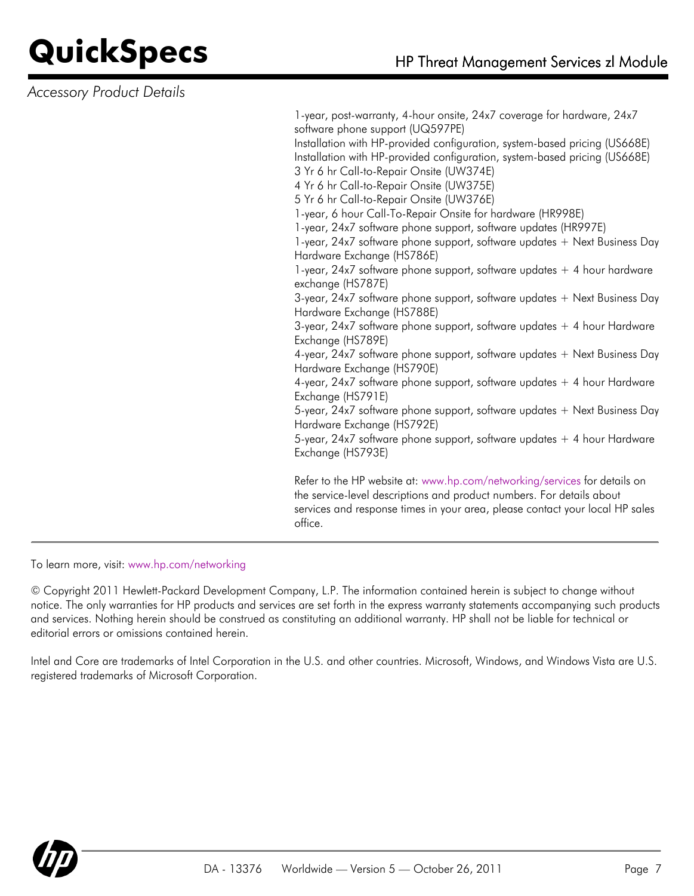*Accessory Product Details*

1-year, post-warranty, 4-hour onsite, 24x7 coverage for hardware, 24x7 software phone support (UQ597PE)
Installation with HP-provided configuration, system-based pricing (US668E)
Installation with HP-provided configuration, system-based pricing (US668E)
3 Yr 6 hr Call-to-Repair Onsite (UW374E)
4 Yr 6 hr Call-to-Repair Onsite (UW375E)
5 Yr 6 hr Call-to-Repair Onsite (UW376E)
1-year, 6 hour Call-To-Repair Onsite for hardware (HR998E)
1-year, 24x7 software phone support, software updates (HR997E)
1-year, 24x7 software phone support, software updates + Next Business Day Hardware Exchange (HS786E)
1-year, 24x7 software phone support, software updates + 4 hour hardware exchange (HS787E)
3-year, 24x7 software phone support, software updates + Next Business Day Hardware Exchange (HS788E)
3-year, 24x7 software phone support, software updates + 4 hour Hardware Exchange (HS789E)
4-year, 24x7 software phone support, software updates + Next Business Day Hardware Exchange (HS790E)
4-year, 24x7 software phone support, software updates + 4 hour Hardware Exchange (HS791E)
5-year, 24x7 software phone support, software updates + Next Business Day Hardware Exchange (HS792E)
5-year, 24x7 software phone support, software updates + 4 hour Hardware Exchange (HS793E)

Refer to the HP website at: www.hp.com/networking/services for details on the service-level descriptions and product numbers. For details about services and response times in your area, please contact your local HP sales office.

To learn more, visit: www.hp.com/networking

© Copyright 2011 Hewlett-Packard Development Company, L.P. The information contained herein is subject to change without notice. The only warranties for HP products and services are set forth in the express warranty statements accompanying such products and services. Nothing herein should be construed as constituting an additional warranty. HP shall not be liable for technical or editorial errors or omissions contained herein.

Intel and Core are trademarks of Intel Corporation in the U.S. and other countries. Microsoft, Windows, and Windows Vista are U.S. registered trademarks of Microsoft Corporation.